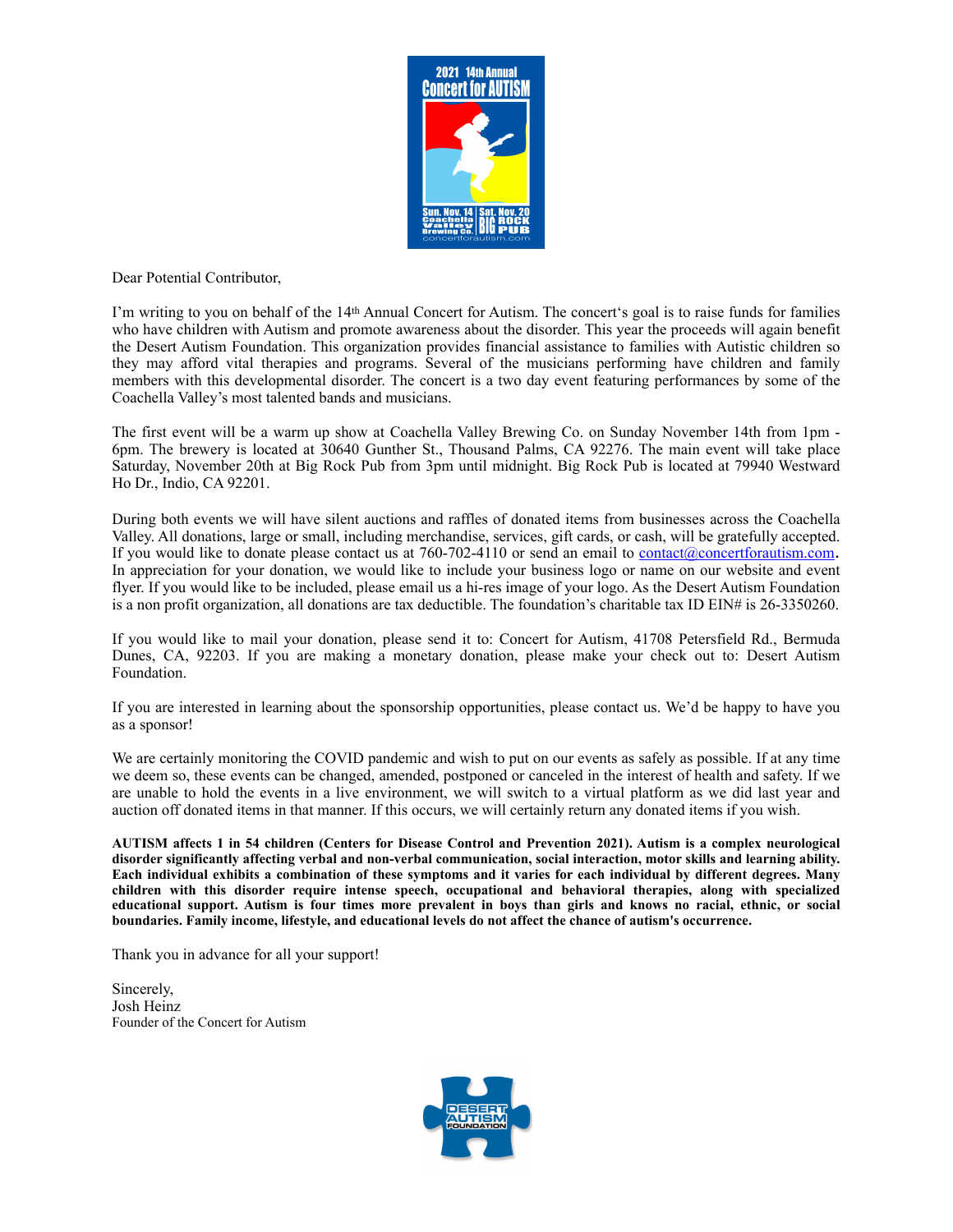Dear Potential Contributor,

I'm writing to you on behalf of the 14th Annual Concert for Autism. The concert's goal is to raise funds for families who have children with Autism and promote awareness about the disorder. This year the proceeds will again benefit the Desert Autism Foundation. This organization provides financial assistance to families with Autistic children so they may afford vital therapies and programs. Several of the musicians performing have children and family members with this developmental disorder. The concert is a two day event featuring performances by some of the Coachella Valley's most talented bands and musicians.

The first event will be a warm up show at Coachella Valley Brewing Co. on Sunday November 14th from 1pm - 6pm. The brewery is located at 30640 Gunther St., Thousand Palms, CA 92276. The main event will take place Saturday, November 20th at Big Rock Pub from 3pm until midnight. Big Rock Pub is located at 79940 Westward Ho Dr., Indio, CA 92201.

During both events we will have silent auctions and raffles of donated items from businesses across the Coachella Valley. All donations, large or small, including merchandise, services, gift cards, or cash, will be gratefully accepted. If you would like to donate please contact us at 760-702-4110 or send an email to contact@concertforautism.com. In appreciation for your donation, we would like to include your business logo or name on our website and event flyer. If you would like to be included, please email us a hi-res image of your logo. As the Desert Autism Foundation is a non profit organization, all donations are tax deductible. The foundation's charitable tax ID EIN# is 26-3350260.

If you would like to mail your donation, please send it to: Concert for Autism, 41708 Petersfield Rd., Bermuda Dunes, CA, 92203. If you are making a monetary donation, please make your check out to: Desert Autism Foundation.

If you are interested in learning about the sponsorship opportunities, please contact us. We'd be happy to have you as a sponsor!

We are certainly monitoring the COVID pandemic and wish to put on our events as safely as possible. If at any time we deem so, these events can be changed, amended, postponed or canceled in the interest of health and safety. If we are unable to hold the events in a live environment, we will switch to a virtual platform as we did last year and auction off donated items in that manner. If this occurs, we will certainly return any donated items if you wish.

**AUTISM affects 1 in 54 children (Centers for Disease Control and Prevention 2021). Autism is a complex neurological disorder significantly affecting verbal and non-verbal communication, social interaction, motor skills and learning ability. Each individual exhibits a combination of these symptoms and it varies for each individual by different degrees. Many children with this disorder require intense speech, occupational and behavioral therapies, along with specialized educational support. Autism is four times more prevalent in boys than girls and knows no racial, ethnic, or social boundaries. Family income, lifestyle, and educational levels do not affect the chance of autism's occurrence.**

Thank you in advance for all your support!

Sincerely,
Josh Heinz
Founder of the Concert for Autism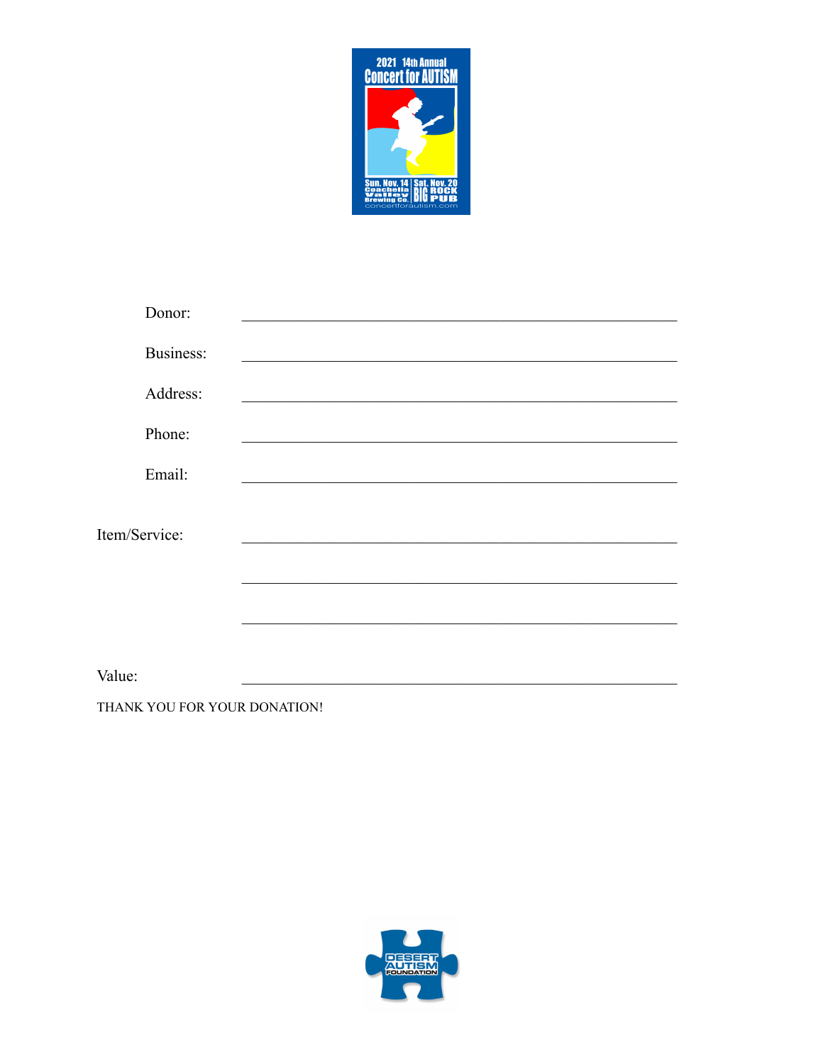2021 14th Annual
Concert for AUTISM

Sun. Nov. 14 Coachella Valley Brewing Co. | Sat. Nov. 20 BIG ROCK PUB
concertforautism.com

Donor: \_\_\_\_\_\_\_\_\_\_\_\_\_\_\_\_\_\_\_\_\_\_\_\_\_\_\_\_\_\_\_\_\_\_\_\_\_\_\_\_\_\_

Business: \_\_\_\_\_\_\_\_\_\_\_\_\_\_\_\_\_\_\_\_\_\_\_\_\_\_\_\_\_\_\_\_\_\_\_\_\_\_\_\_\_\_

Address: \_\_\_\_\_\_\_\_\_\_\_\_\_\_\_\_\_\_\_\_\_\_\_\_\_\_\_\_\_\_\_\_\_\_\_\_\_\_\_\_\_\_

Phone: \_\_\_\_\_\_\_\_\_\_\_\_\_\_\_\_\_\_\_\_\_\_\_\_\_\_\_\_\_\_\_\_\_\_\_\_\_\_\_\_\_\_

Email: \_\_\_\_\_\_\_\_\_\_\_\_\_\_\_\_\_\_\_\_\_\_\_\_\_\_\_\_\_\_\_\_\_\_\_\_\_\_\_\_\_\_

Item/Service: \_\_\_\_\_\_\_\_\_\_\_\_\_\_\_\_\_\_\_\_\_\_\_\_\_\_\_\_\_\_\_\_\_\_\_\_\_\_\_\_\_\_

\_\_\_\_\_\_\_\_\_\_\_\_\_\_\_\_\_\_\_\_\_\_\_\_\_\_\_\_\_\_\_\_\_\_\_\_\_\_\_\_\_\_

\_\_\_\_\_\_\_\_\_\_\_\_\_\_\_\_\_\_\_\_\_\_\_\_\_\_\_\_\_\_\_\_\_\_\_\_\_\_\_\_\_\_

Value: \_\_\_\_\_\_\_\_\_\_\_\_\_\_\_\_\_\_\_\_\_\_\_\_\_\_\_\_\_\_\_\_\_\_\_\_\_\_\_\_\_\_

THANK YOU FOR YOUR DONATION!

DESERT AUTISM FOUNDATION